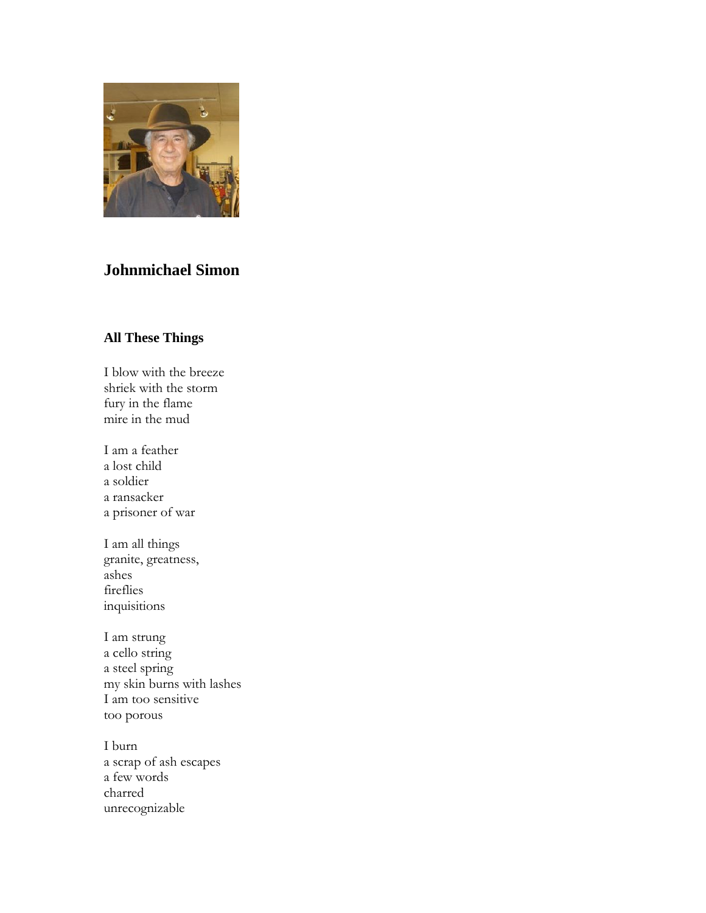## Johnmichael Simon

### All These Things

I blow with the breeze  
shriek with the storm  
fury in the flame  
mire in the mud

I am a feather  
a lost child  
a soldier  
a ransacker  
a prisoner of war

I am all things  
granite, greatness,  
ashes  
fireflies  
inquisitions

I am strung  
a cello string  
a steel spring  
my skin burns with lashes  
I am too sensitive  
too porous

I burn  
a scrap of ash escapes  
a few words  
charred  
unrecognizable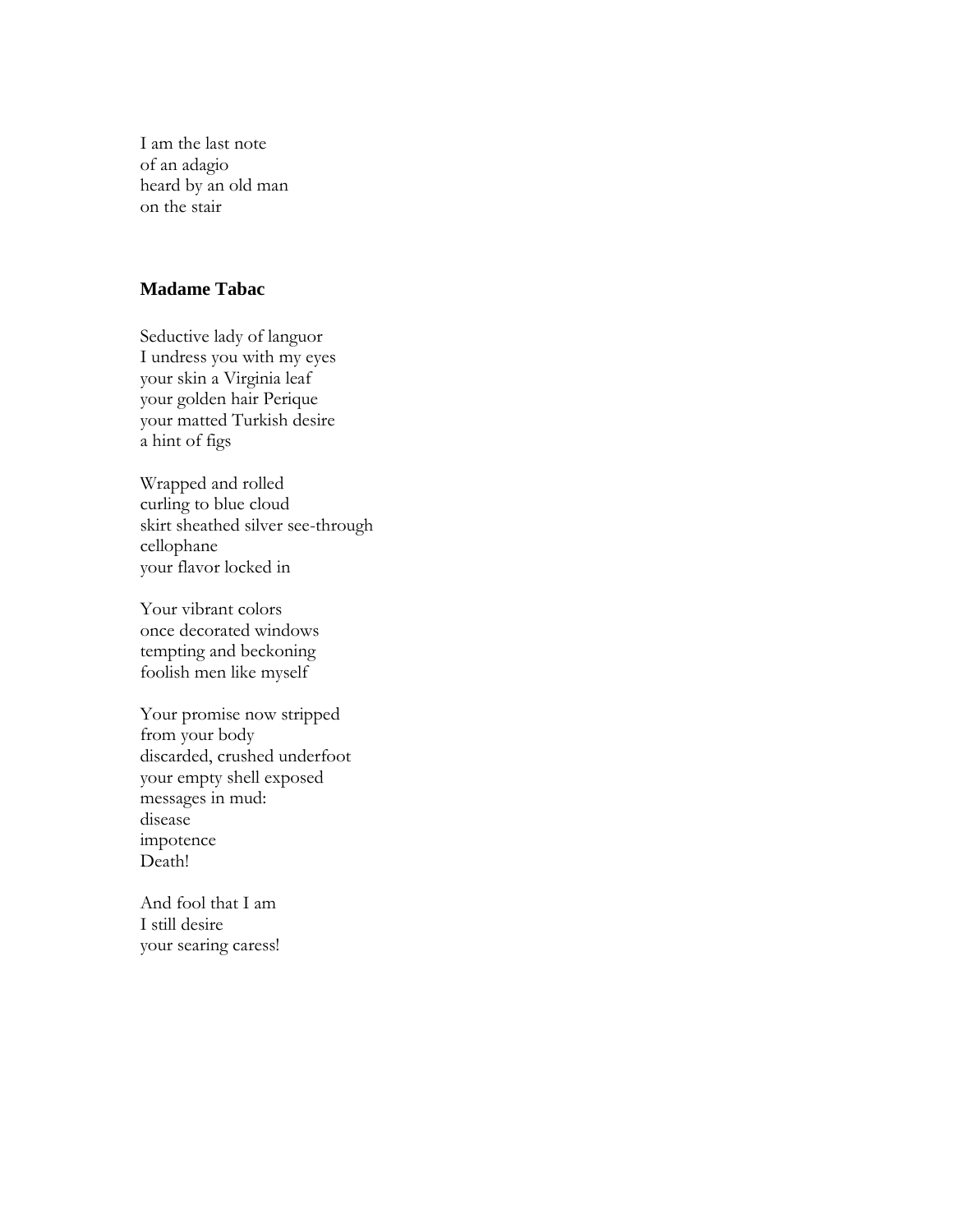I am the last note
of an adagio
heard by an old man
on the stair

### Madame Tabac

Seductive lady of languor
I undress you with my eyes
your skin a Virginia leaf
your golden hair Perique
your matted Turkish desire
a hint of figs

Wrapped and rolled
curling to blue cloud
skirt sheathed silver see-through
cellophane
your flavor locked in

Your vibrant colors
once decorated windows
tempting and beckoning
foolish men like myself

Your promise now stripped
from your body
discarded, crushed underfoot
your empty shell exposed
messages in mud:
disease
impotence
Death!

And fool that I am
I still desire
your searing caress!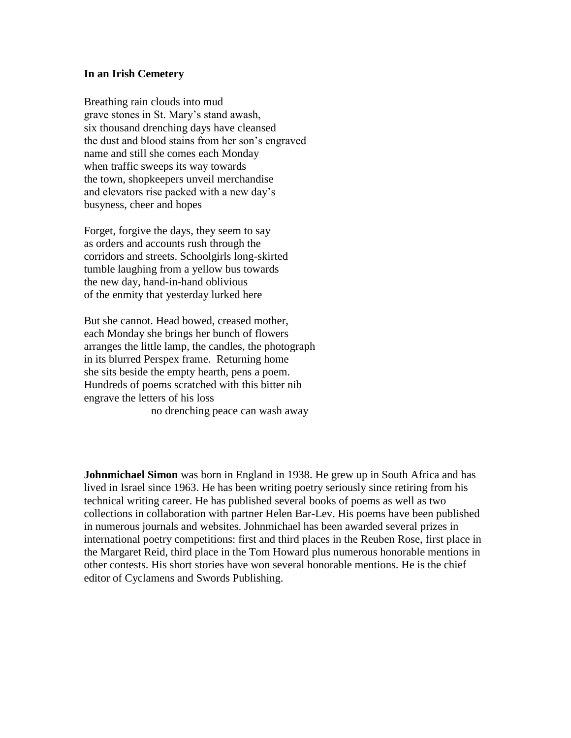**In an Irish Cemetery**

Breathing rain clouds into mud
grave stones in St. Mary's stand awash,
six thousand drenching days have cleansed
the dust and blood stains from her son's engraved
name and still she comes each Monday
when traffic sweeps its way towards
the town, shopkeepers unveil merchandise
and elevators rise packed with a new day's
busyness, cheer and hopes

Forget, forgive the days, they seem to say
as orders and accounts rush through the
corridors and streets. Schoolgirls long-skirted
tumble laughing from a yellow bus towards
the new day, hand-in-hand oblivious
of the enmity that yesterday lurked here

But she cannot. Head bowed, creased mother,
each Monday she brings her bunch of flowers
arranges the little lamp, the candles, the photograph
in its blurred Perspex frame. Returning home
she sits beside the empty hearth, pens a poem.
Hundreds of poems scratched with this bitter nib
engrave the letters of his loss
no drenching peace can wash away

**Johnmichael Simon** was born in England in 1938. He grew up in South Africa and has lived in Israel since 1963. He has been writing poetry seriously since retiring from his technical writing career. He has published several books of poems as well as two collections in collaboration with partner Helen Bar-Lev. His poems have been published in numerous journals and websites. Johnmichael has been awarded several prizes in international poetry competitions: first and third places in the Reuben Rose, first place in the Margaret Reid, third place in the Tom Howard plus numerous honorable mentions in other contests. His short stories have won several honorable mentions. He is the chief editor of Cyclamens and Swords Publishing.